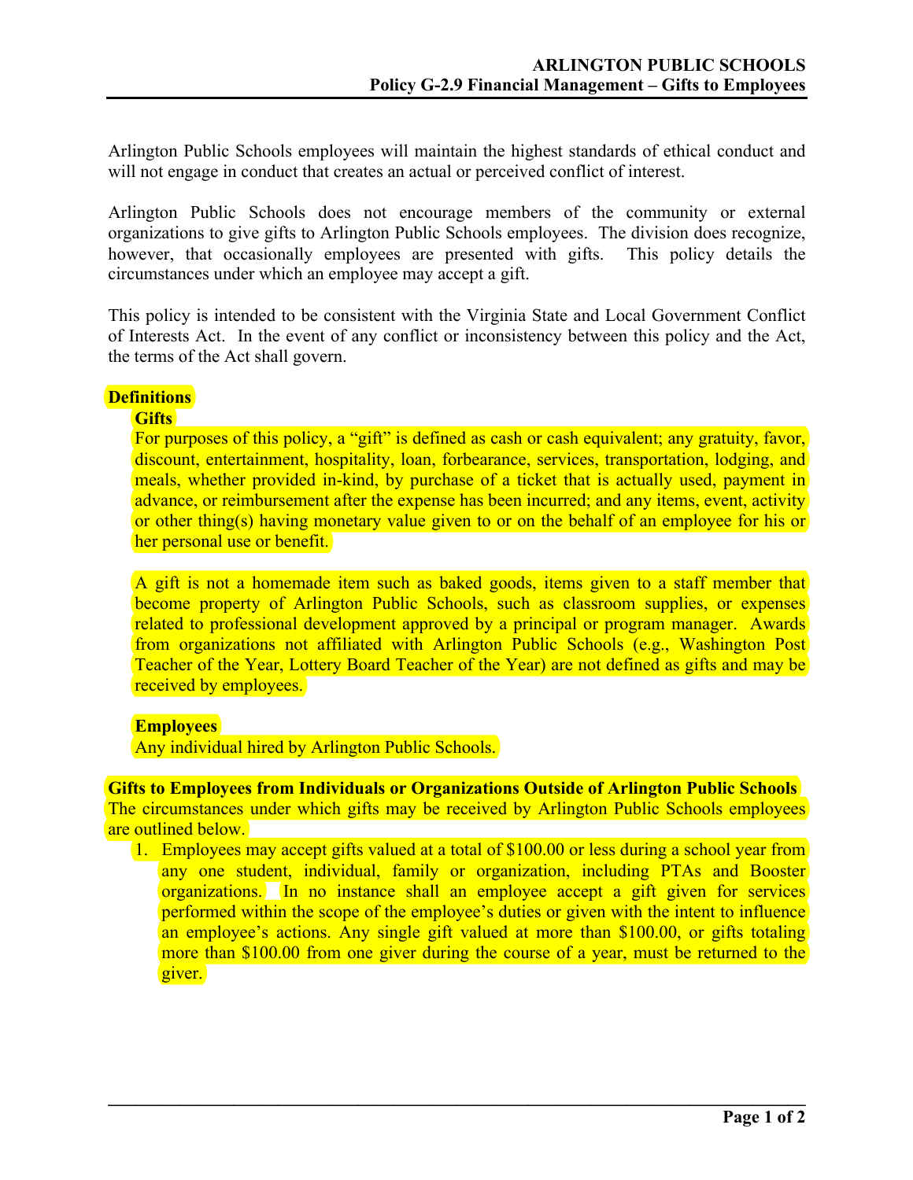# ARLINGTON PUBLIC SCHOOLS
## Policy G-2.9 Financial Management – Gifts to Employees

Arlington Public Schools employees will maintain the highest standards of ethical conduct and will not engage in conduct that creates an actual or perceived conflict of interest.

Arlington Public Schools does not encourage members of the community or external organizations to give gifts to Arlington Public Schools employees. The division does recognize, however, that occasionally employees are presented with gifts. This policy details the circumstances under which an employee may accept a gift.

This policy is intended to be consistent with the Virginia State and Local Government Conflict of Interests Act. In the event of any conflict or inconsistency between this policy and the Act, the terms of the Act shall govern.

### Definitions

**Gifts**

For purposes of this policy, a "gift" is defined as cash or cash equivalent; any gratuity, favor, discount, entertainment, hospitality, loan, forbearance, services, transportation, lodging, and meals, whether provided in-kind, by purchase of a ticket that is actually used, payment in advance, or reimbursement after the expense has been incurred; and any items, event, activity or other thing(s) having monetary value given to or on the behalf of an employee for his or her personal use or benefit.

A gift is not a homemade item such as baked goods, items given to a staff member that become property of Arlington Public Schools, such as classroom supplies, or expenses related to professional development approved by a principal or program manager. Awards from organizations not affiliated with Arlington Public Schools (e.g., Washington Post Teacher of the Year, Lottery Board Teacher of the Year) are not defined as gifts and may be received by employees.

**Employees**

Any individual hired by Arlington Public Schools.

### Gifts to Employees from Individuals or Organizations Outside of Arlington Public Schools

The circumstances under which gifts may be received by Arlington Public Schools employees are outlined below.

1. Employees may accept gifts valued at a total of $100.00 or less during a school year from any one student, individual, family or organization, including PTAs and Booster organizations. In no instance shall an employee accept a gift given for services performed within the scope of the employee's duties or given with the intent to influence an employee's actions. Any single gift valued at more than $100.00, or gifts totaling more than $100.00 from one giver during the course of a year, must be returned to the giver.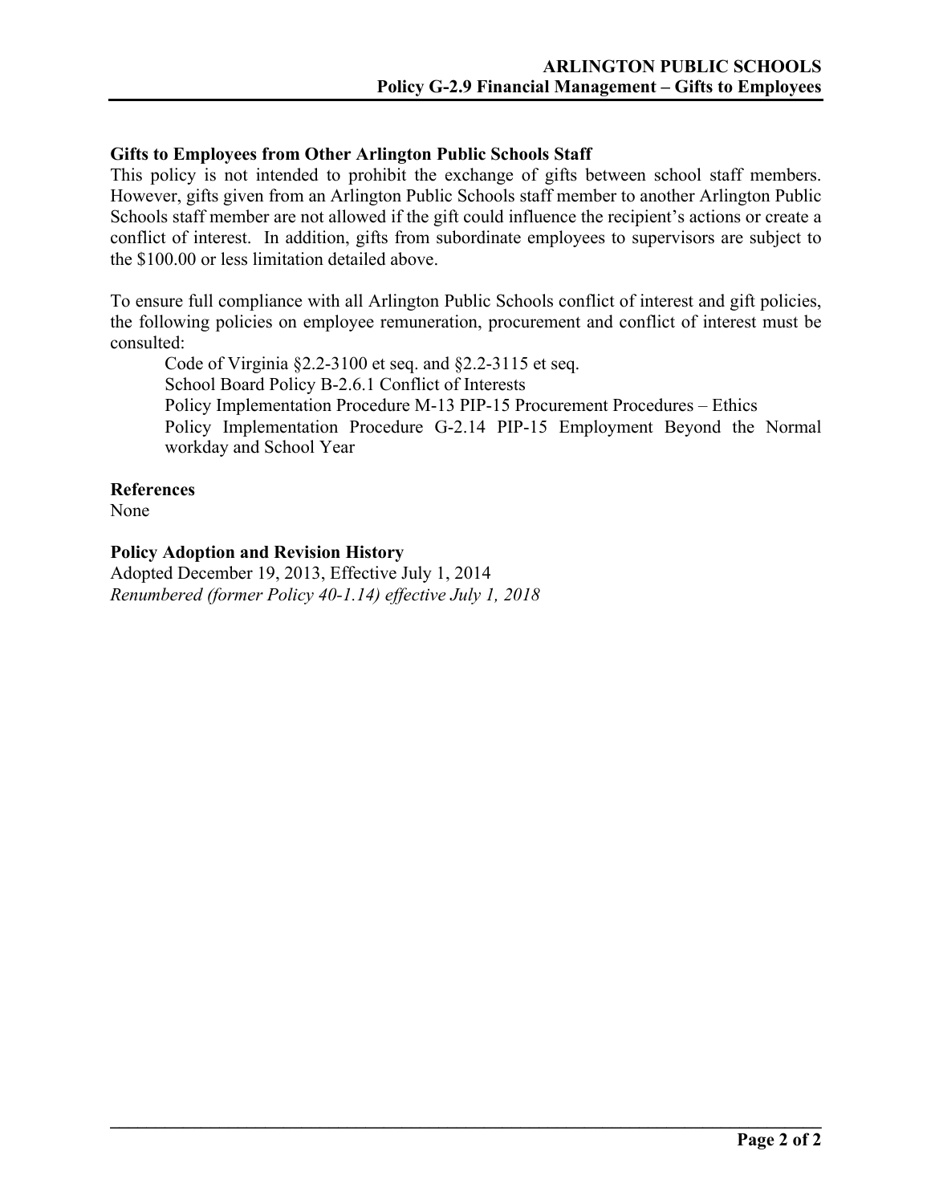## Gifts to Employees from Other Arlington Public Schools Staff

This policy is not intended to prohibit the exchange of gifts between school staff members. However, gifts given from an Arlington Public Schools staff member to another Arlington Public Schools staff member are not allowed if the gift could influence the recipient's actions or create a conflict of interest. In addition, gifts from subordinate employees to supervisors are subject to the $100.00 or less limitation detailed above.

To ensure full compliance with all Arlington Public Schools conflict of interest and gift policies, the following policies on employee remuneration, procurement and conflict of interest must be consulted:

- Code of Virginia §2.2-3100 et seq. and §2.2-3115 et seq.
- School Board Policy B-2.6.1 Conflict of Interests
- Policy Implementation Procedure M-13 PIP-15 Procurement Procedures – Ethics
- Policy Implementation Procedure G-2.14 PIP-15 Employment Beyond the Normal workday and School Year

## References

None

## Policy Adoption and Revision History

Adopted December 19, 2013, Effective July 1, 2014

*Renumbered (former Policy 40-1.14) effective July 1, 2018*